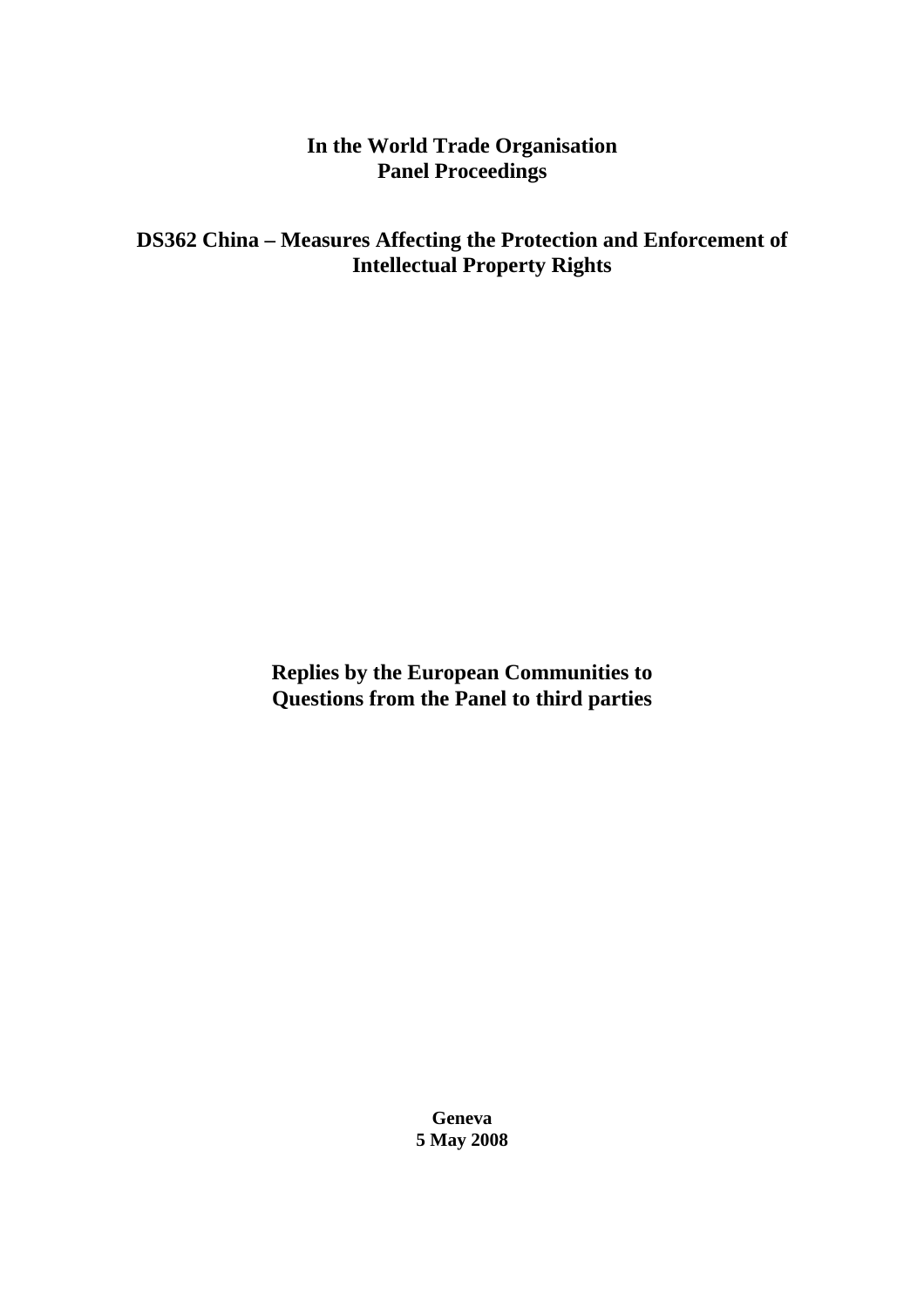**In the World Trade Organisation**
**Panel Proceedings**

**DS362 China – Measures Affecting the Protection and Enforcement of Intellectual Property Rights**

**Replies by the European Communities to Questions from the Panel to third parties**

**Geneva**
**5 May 2008**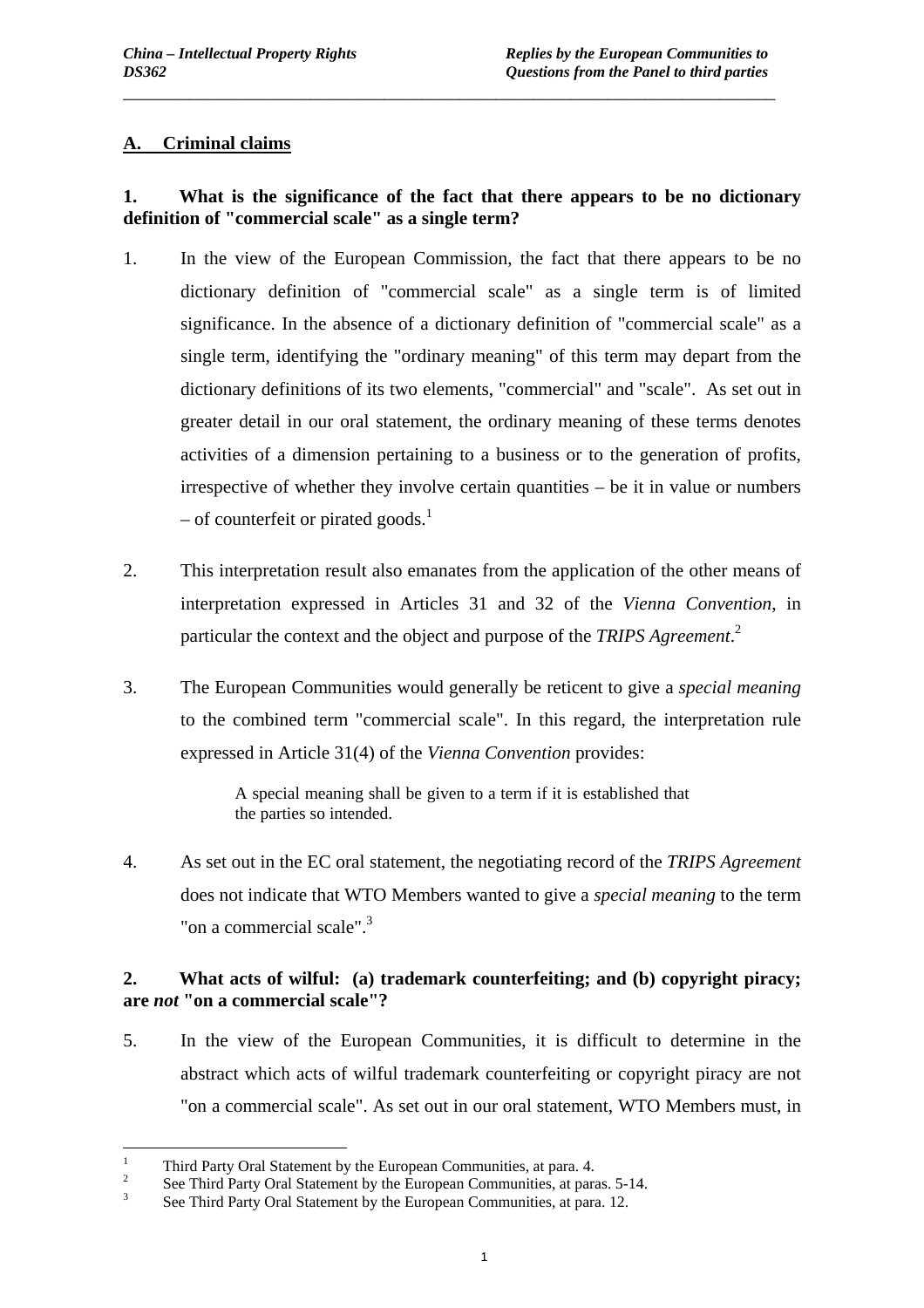## A. Criminal claims

**1. What is the significance of the fact that there appears to be no dictionary definition of "commercial scale" as a single term?**

1. In the view of the European Commission, the fact that there appears to be no dictionary definition of "commercial scale" as a single term is of limited significance. In the absence of a dictionary definition of "commercial scale" as a single term, identifying the "ordinary meaning" of this term may depart from the dictionary definitions of its two elements, "commercial" and "scale". As set out in greater detail in our oral statement, the ordinary meaning of these terms denotes activities of a dimension pertaining to a business or to the generation of profits, irrespective of whether they involve certain quantities – be it in value or numbers – of counterfeit or pirated goods.[1]

2. This interpretation result also emanates from the application of the other means of interpretation expressed in Articles 31 and 32 of the *Vienna Convention*, in particular the context and the object and purpose of the *TRIPS Agreement*.[2]

3. The European Communities would generally be reticent to give a *special meaning* to the combined term "commercial scale". In this regard, the interpretation rule expressed in Article 31(4) of the *Vienna Convention* provides:

> A special meaning shall be given to a term if it is established that the parties so intended.

4. As set out in the EC oral statement, the negotiating record of the *TRIPS Agreement* does not indicate that WTO Members wanted to give a *special meaning* to the term "on a commercial scale".[3]

**2. What acts of wilful: (a) trademark counterfeiting; and (b) copyright piracy; are *not* "on a commercial scale"?**

5. In the view of the European Communities, it is difficult to determine in the abstract which acts of wilful trademark counterfeiting or copyright piracy are not "on a commercial scale". As set out in our oral statement, WTO Members must, in

---

[1] Third Party Oral Statement by the European Communities, at para. 4.

[2] See Third Party Oral Statement by the European Communities, at paras. 5-14.

[3] See Third Party Oral Statement by the European Communities, at para. 12.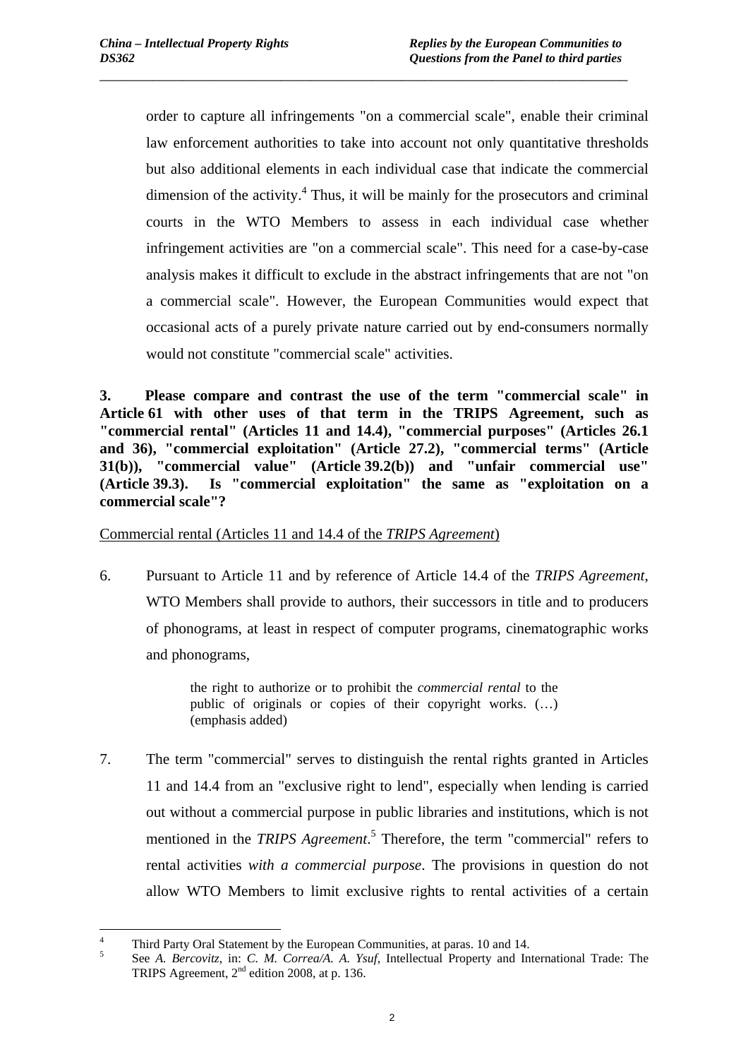order to capture all infringements "on a commercial scale", enable their criminal law enforcement authorities to take into account not only quantitative thresholds but also additional elements in each individual case that indicate the commercial dimension of the activity.[4] Thus, it will be mainly for the prosecutors and criminal courts in the WTO Members to assess in each individual case whether infringement activities are "on a commercial scale". This need for a case-by-case analysis makes it difficult to exclude in the abstract infringements that are not "on a commercial scale". However, the European Communities would expect that occasional acts of a purely private nature carried out by end-consumers normally would not constitute "commercial scale" activities.

**3. Please compare and contrast the use of the term "commercial scale" in Article 61 with other uses of that term in the TRIPS Agreement, such as "commercial rental" (Articles 11 and 14.4), "commercial purposes" (Articles 26.1 and 36), "commercial exploitation" (Article 27.2), "commercial terms" (Article 31(b)), "commercial value" (Article 39.2(b)) and "unfair commercial use" (Article 39.3). Is "commercial exploitation" the same as "exploitation on a commercial scale"?**

Commercial rental (Articles 11 and 14.4 of the *TRIPS Agreement*)

6. Pursuant to Article 11 and by reference of Article 14.4 of the *TRIPS Agreement*, WTO Members shall provide to authors, their successors in title and to producers of phonograms, at least in respect of computer programs, cinematographic works and phonograms,

> the right to authorize or to prohibit the *commercial rental* to the public of originals or copies of their copyright works. (…) (emphasis added)

7. The term "commercial" serves to distinguish the rental rights granted in Articles 11 and 14.4 from an "exclusive right to lend", especially when lending is carried out without a commercial purpose in public libraries and institutions, which is not mentioned in the *TRIPS Agreement*.[5] Therefore, the term "commercial" refers to rental activities *with a commercial purpose*. The provisions in question do not allow WTO Members to limit exclusive rights to rental activities of a certain

---

[4] Third Party Oral Statement by the European Communities, at paras. 10 and 14.

[5] See *A. Bercovitz*, in: *C. M. Correa/A. A. Ysuf*, Intellectual Property and International Trade: The TRIPS Agreement, 2nd edition 2008, at p. 136.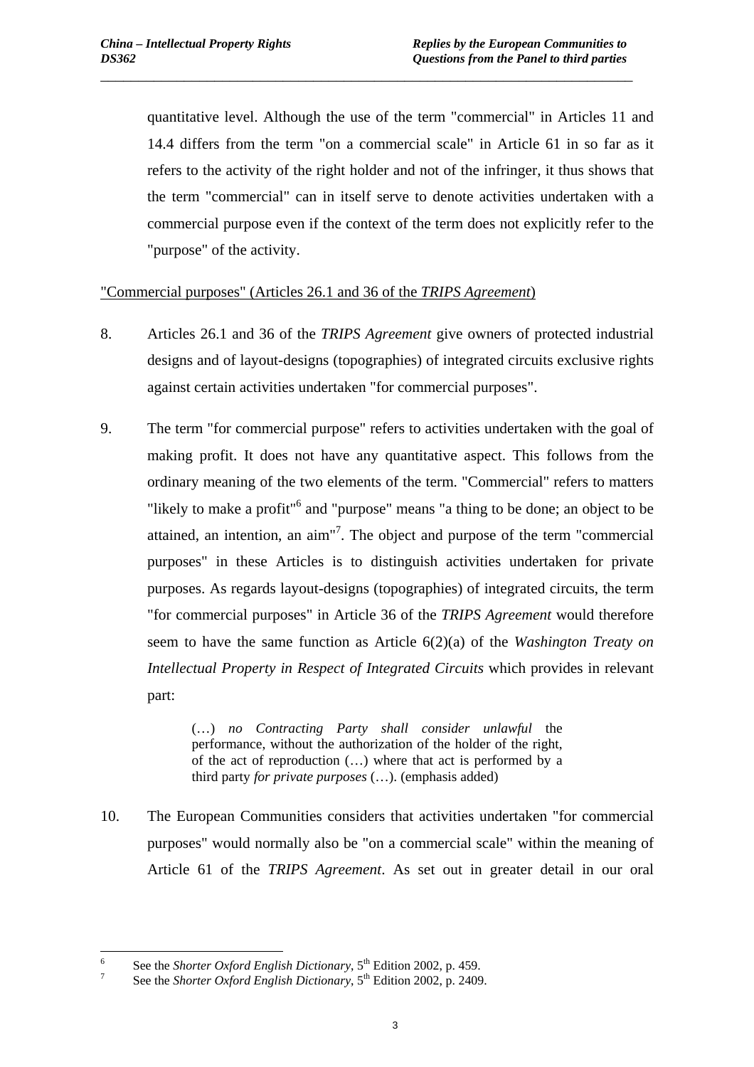quantitative level. Although the use of the term "commercial" in Articles 11 and 14.4 differs from the term "on a commercial scale" in Article 61 in so far as it refers to the activity of the right holder and not of the infringer, it thus shows that the term "commercial" can in itself serve to denote activities undertaken with a commercial purpose even if the context of the term does not explicitly refer to the "purpose" of the activity.

"Commercial purposes" (Articles 26.1 and 36 of the *TRIPS Agreement*)

8. Articles 26.1 and 36 of the *TRIPS Agreement* give owners of protected industrial designs and of layout-designs (topographies) of integrated circuits exclusive rights against certain activities undertaken "for commercial purposes".

9. The term "for commercial purpose" refers to activities undertaken with the goal of making profit. It does not have any quantitative aspect. This follows from the ordinary meaning of the two elements of the term. "Commercial" refers to matters "likely to make a profit"[6] and "purpose" means "a thing to be done; an object to be attained, an intention, an aim"[7]. The object and purpose of the term "commercial purposes" in these Articles is to distinguish activities undertaken for private purposes. As regards layout-designs (topographies) of integrated circuits, the term "for commercial purposes" in Article 36 of the *TRIPS Agreement* would therefore seem to have the same function as Article 6(2)(a) of the *Washington Treaty on Intellectual Property in Respect of Integrated Circuits* which provides in relevant part:

> (…) *no Contracting Party shall consider unlawful* the performance, without the authorization of the holder of the right, of the act of reproduction (…) where that act is performed by a third party *for private purposes* (…). (emphasis added)

10. The European Communities considers that activities undertaken "for commercial purposes" would normally also be "on a commercial scale" within the meaning of Article 61 of the *TRIPS Agreement*. As set out in greater detail in our oral

---

[6] See the *Shorter Oxford English Dictionary*, 5th Edition 2002, p. 459.

[7] See the *Shorter Oxford English Dictionary*, 5th Edition 2002, p. 2409.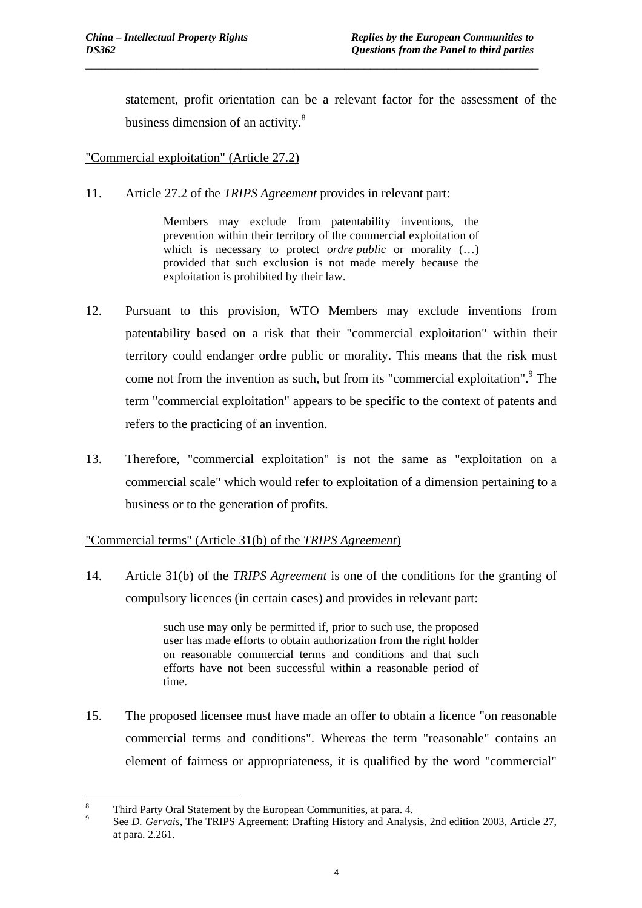statement, profit orientation can be a relevant factor for the assessment of the business dimension of an activity.[8]

"Commercial exploitation" (Article 27.2)

11. Article 27.2 of the *TRIPS Agreement* provides in relevant part:

> Members may exclude from patentability inventions, the prevention within their territory of the commercial exploitation of which is necessary to protect *ordre public* or morality (…) provided that such exclusion is not made merely because the exploitation is prohibited by their law.

12. Pursuant to this provision, WTO Members may exclude inventions from patentability based on a risk that their "commercial exploitation" within their territory could endanger ordre public or morality. This means that the risk must come not from the invention as such, but from its "commercial exploitation".[9] The term "commercial exploitation" appears to be specific to the context of patents and refers to the practicing of an invention.

13. Therefore, "commercial exploitation" is not the same as "exploitation on a commercial scale" which would refer to exploitation of a dimension pertaining to a business or to the generation of profits.

"Commercial terms" (Article 31(b) of the *TRIPS Agreement*)

14. Article 31(b) of the *TRIPS Agreement* is one of the conditions for the granting of compulsory licences (in certain cases) and provides in relevant part:

> such use may only be permitted if, prior to such use, the proposed user has made efforts to obtain authorization from the right holder on reasonable commercial terms and conditions and that such efforts have not been successful within a reasonable period of time.

15. The proposed licensee must have made an offer to obtain a licence "on reasonable commercial terms and conditions". Whereas the term "reasonable" contains an element of fairness or appropriateness, it is qualified by the word "commercial"

---

[8] Third Party Oral Statement by the European Communities, at para. 4.

[9] See *D. Gervais*, The TRIPS Agreement: Drafting History and Analysis, 2nd edition 2003, Article 27, at para. 2.261.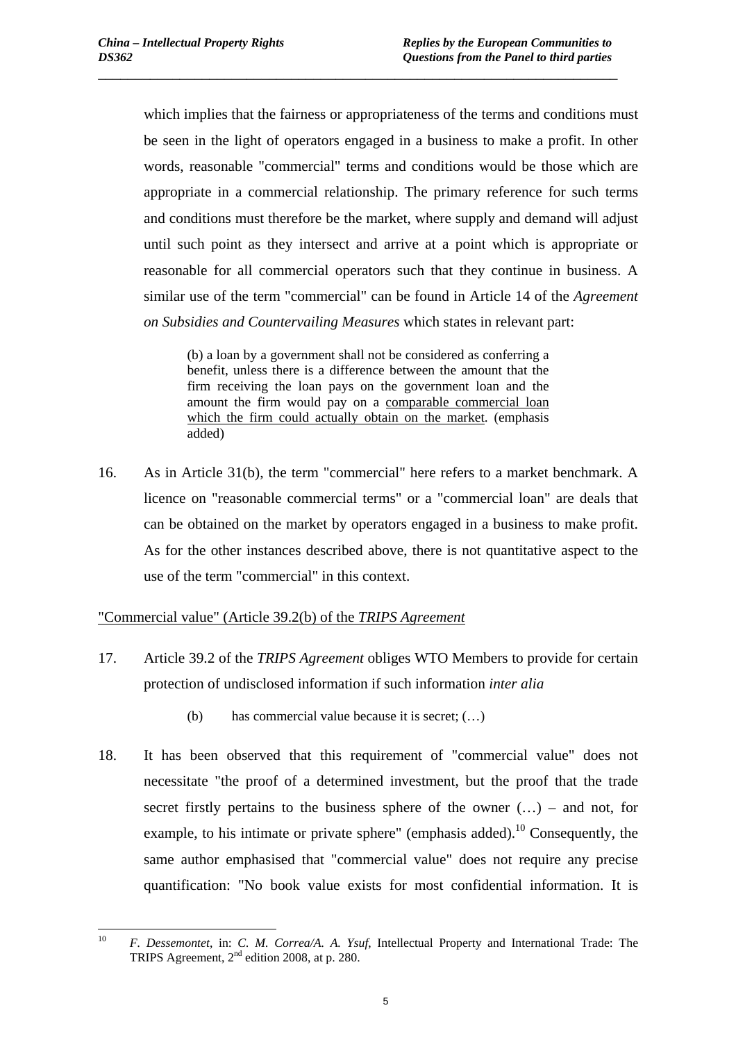which implies that the fairness or appropriateness of the terms and conditions must be seen in the light of operators engaged in a business to make a profit. In other words, reasonable "commercial" terms and conditions would be those which are appropriate in a commercial relationship. The primary reference for such terms and conditions must therefore be the market, where supply and demand will adjust until such point as they intersect and arrive at a point which is appropriate or reasonable for all commercial operators such that they continue in business. A similar use of the term "commercial" can be found in Article 14 of the *Agreement on Subsidies and Countervailing Measures* which states in relevant part:

> (b) a loan by a government shall not be considered as conferring a benefit, unless there is a difference between the amount that the firm receiving the loan pays on the government loan and the amount the firm would pay on a <u>comparable commercial loan which the firm could actually obtain on the market</u>. (emphasis added)

16. As in Article 31(b), the term "commercial" here refers to a market benchmark. A licence on "reasonable commercial terms" or a "commercial loan" are deals that can be obtained on the market by operators engaged in a business to make profit. As for the other instances described above, there is not quantitative aspect to the use of the term "commercial" in this context.

<u>"Commercial value" (Article 39.2(b) of the *TRIPS Agreement*</u>

17. Article 39.2 of the *TRIPS Agreement* obliges WTO Members to provide for certain protection of undisclosed information if such information *inter alia*

    (b) has commercial value because it is secret; (…)

18. It has been observed that this requirement of "commercial value" does not necessitate "the proof of a determined investment, but the proof that the trade secret firstly pertains to the business sphere of the owner (…) – and not, for example, to his intimate or private sphere" (emphasis added).[10] Consequently, the same author emphasised that "commercial value" does not require any precise quantification: "No book value exists for most confidential information. It is

---

[10] *F. Dessemontet*, in: *C. M. Correa/A. A. Ysuf*, Intellectual Property and International Trade: The TRIPS Agreement, 2nd edition 2008, at p. 280.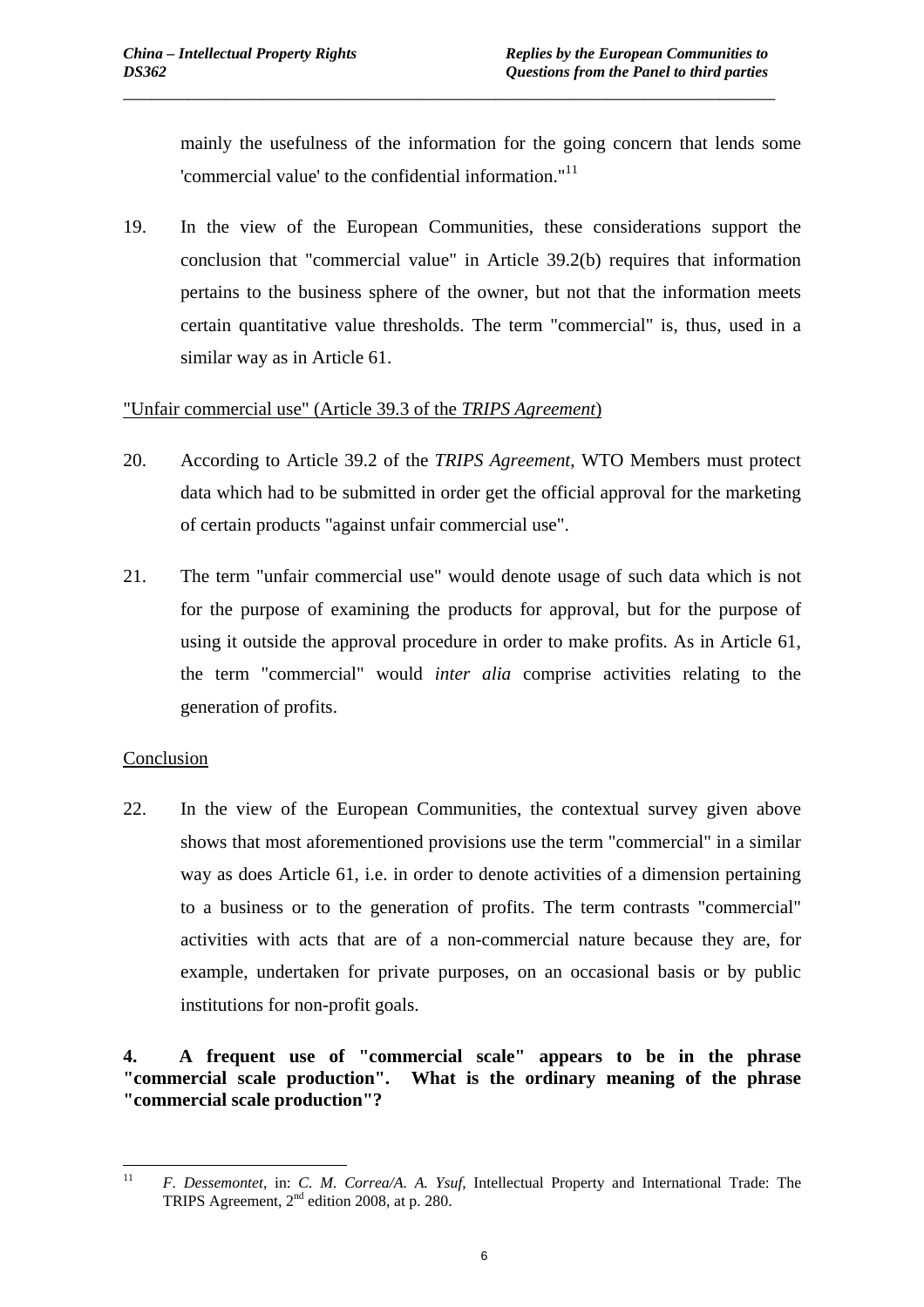mainly the usefulness of the information for the going concern that lends some 'commercial value' to the confidential information."[11]

19. In the view of the European Communities, these considerations support the conclusion that "commercial value" in Article 39.2(b) requires that information pertains to the business sphere of the owner, but not that the information meets certain quantitative value thresholds. The term "commercial" is, thus, used in a similar way as in Article 61.

"Unfair commercial use" (Article 39.3 of the *TRIPS Agreement*)

20. According to Article 39.2 of the *TRIPS Agreement*, WTO Members must protect data which had to be submitted in order get the official approval for the marketing of certain products "against unfair commercial use".

21. The term "unfair commercial use" would denote usage of such data which is not for the purpose of examining the products for approval, but for the purpose of using it outside the approval procedure in order to make profits. As in Article 61, the term "commercial" would *inter alia* comprise activities relating to the generation of profits.

Conclusion

22. In the view of the European Communities, the contextual survey given above shows that most aforementioned provisions use the term "commercial" in a similar way as does Article 61, i.e. in order to denote activities of a dimension pertaining to a business or to the generation of profits. The term contrasts "commercial" activities with acts that are of a non-commercial nature because they are, for example, undertaken for private purposes, on an occasional basis or by public institutions for non-profit goals.

**4. A frequent use of "commercial scale" appears to be in the phrase "commercial scale production". What is the ordinary meaning of the phrase "commercial scale production"?**

---

[11] *F. Dessemontet*, in: *C. M. Correa/A. A. Ysuf*, Intellectual Property and International Trade: The TRIPS Agreement, 2nd edition 2008, at p. 280.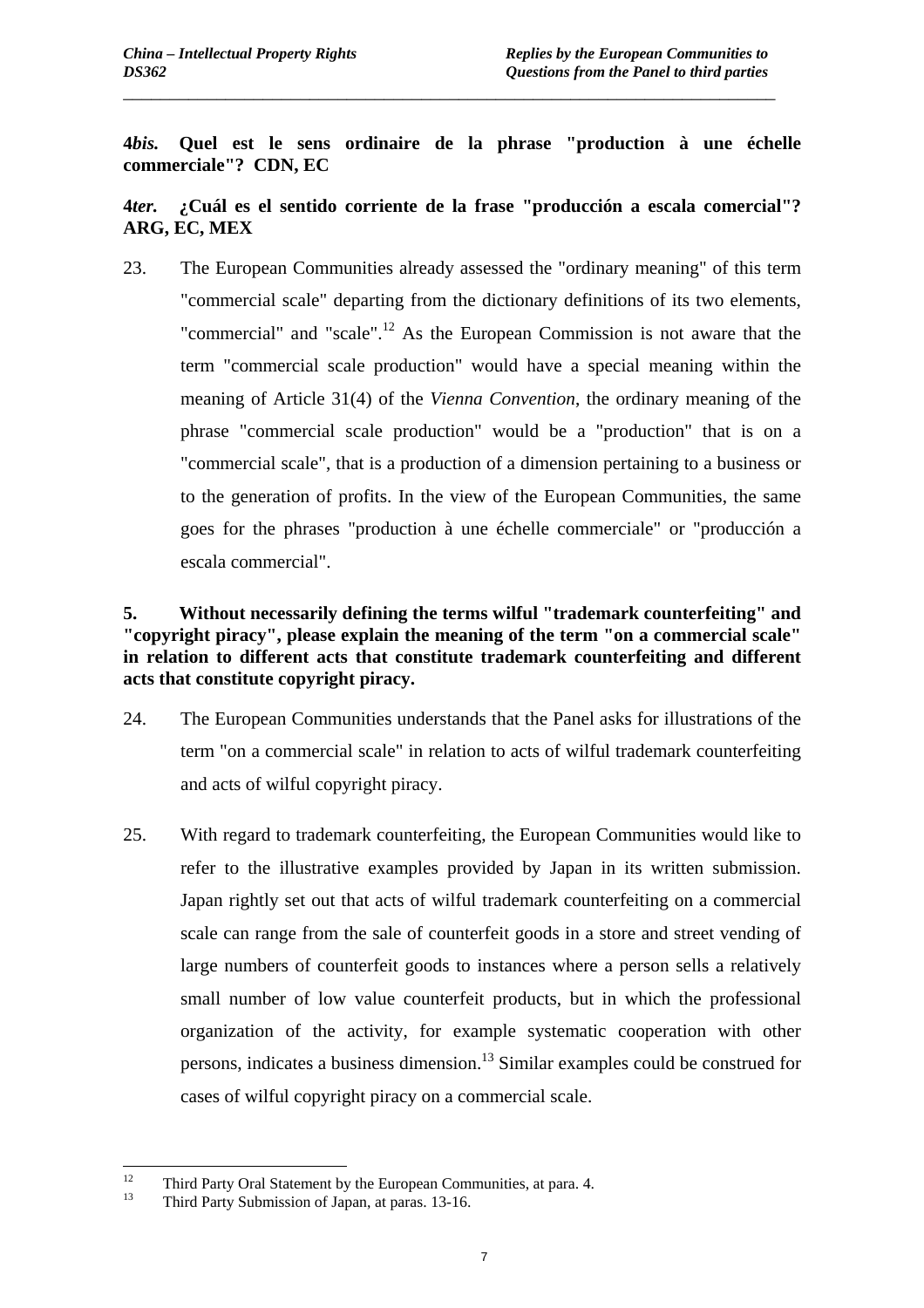**4*bis.* Quel est le sens ordinaire de la phrase "production à une échelle commerciale"? CDN, EC**

**4*ter.* ¿Cuál es el sentido corriente de la frase "producción a escala comercial"? ARG, EC, MEX**

23. The European Communities already assessed the "ordinary meaning" of this term "commercial scale" departing from the dictionary definitions of its two elements, "commercial" and "scale".[12] As the European Commission is not aware that the term "commercial scale production" would have a special meaning within the meaning of Article 31(4) of the *Vienna Convention*, the ordinary meaning of the phrase "commercial scale production" would be a "production" that is on a "commercial scale", that is a production of a dimension pertaining to a business or to the generation of profits. In the view of the European Communities, the same goes for the phrases "production à une échelle commerciale" or "producción a escala commercial".

**5. Without necessarily defining the terms wilful "trademark counterfeiting" and "copyright piracy", please explain the meaning of the term "on a commercial scale" in relation to different acts that constitute trademark counterfeiting and different acts that constitute copyright piracy.**

24. The European Communities understands that the Panel asks for illustrations of the term "on a commercial scale" in relation to acts of wilful trademark counterfeiting and acts of wilful copyright piracy.

25. With regard to trademark counterfeiting, the European Communities would like to refer to the illustrative examples provided by Japan in its written submission. Japan rightly set out that acts of wilful trademark counterfeiting on a commercial scale can range from the sale of counterfeit goods in a store and street vending of large numbers of counterfeit goods to instances where a person sells a relatively small number of low value counterfeit products, but in which the professional organization of the activity, for example systematic cooperation with other persons, indicates a business dimension.[13] Similar examples could be construed for cases of wilful copyright piracy on a commercial scale.

---

[12] Third Party Oral Statement by the European Communities, at para. 4.

[13] Third Party Submission of Japan, at paras. 13-16.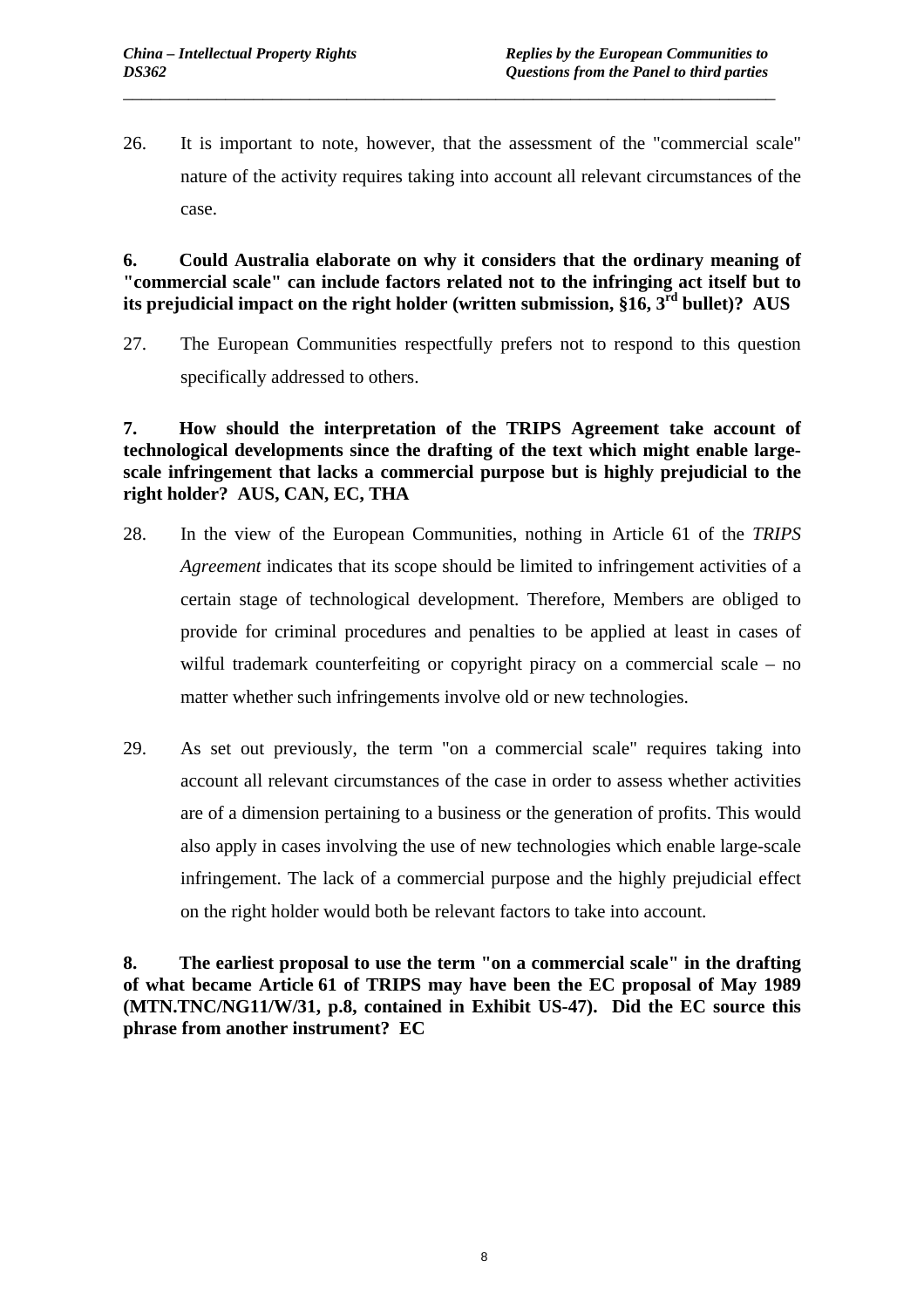26. It is important to note, however, that the assessment of the "commercial scale" nature of the activity requires taking into account all relevant circumstances of the case.

**6. Could Australia elaborate on why it considers that the ordinary meaning of "commercial scale" can include factors related not to the infringing act itself but to its prejudicial impact on the right holder (written submission, §16, 3rd bullet)? AUS**

27. The European Communities respectfully prefers not to respond to this question specifically addressed to others.

**7. How should the interpretation of the TRIPS Agreement take account of technological developments since the drafting of the text which might enable large-scale infringement that lacks a commercial purpose but is highly prejudicial to the right holder? AUS, CAN, EC, THA**

28. In the view of the European Communities, nothing in Article 61 of the *TRIPS Agreement* indicates that its scope should be limited to infringement activities of a certain stage of technological development. Therefore, Members are obliged to provide for criminal procedures and penalties to be applied at least in cases of wilful trademark counterfeiting or copyright piracy on a commercial scale – no matter whether such infringements involve old or new technologies.

29. As set out previously, the term "on a commercial scale" requires taking into account all relevant circumstances of the case in order to assess whether activities are of a dimension pertaining to a business or the generation of profits. This would also apply in cases involving the use of new technologies which enable large-scale infringement. The lack of a commercial purpose and the highly prejudicial effect on the right holder would both be relevant factors to take into account.

**8. The earliest proposal to use the term "on a commercial scale" in the drafting of what became Article 61 of TRIPS may have been the EC proposal of May 1989 (MTN.TNC/NG11/W/31, p.8, contained in Exhibit US-47). Did the EC source this phrase from another instrument? EC**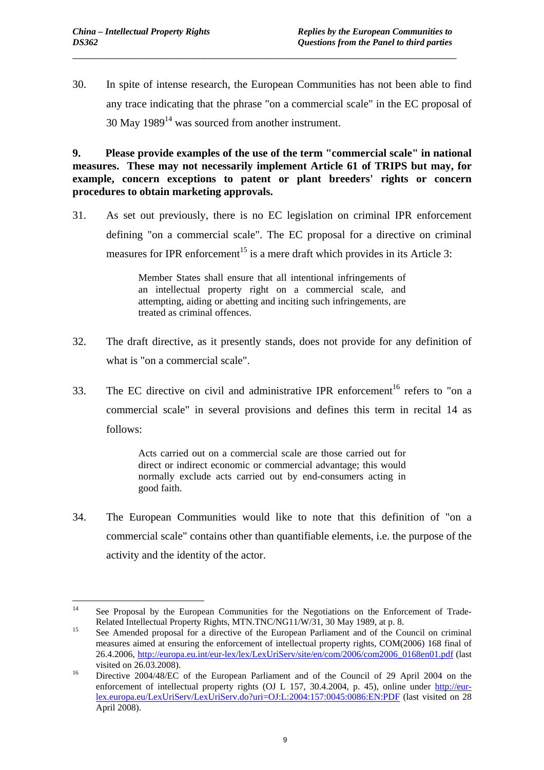30. In spite of intense research, the European Communities has not been able to find any trace indicating that the phrase "on a commercial scale" in the EC proposal of 30 May 1989[14] was sourced from another instrument.

**9. Please provide examples of the use of the term "commercial scale" in national measures. These may not necessarily implement Article 61 of TRIPS but may, for example, concern exceptions to patent or plant breeders' rights or concern procedures to obtain marketing approvals.**

31. As set out previously, there is no EC legislation on criminal IPR enforcement defining "on a commercial scale". The EC proposal for a directive on criminal measures for IPR enforcement[15] is a mere draft which provides in its Article 3:

> Member States shall ensure that all intentional infringements of an intellectual property right on a commercial scale, and attempting, aiding or abetting and inciting such infringements, are treated as criminal offences.

32. The draft directive, as it presently stands, does not provide for any definition of what is "on a commercial scale".

33. The EC directive on civil and administrative IPR enforcement[16] refers to "on a commercial scale" in several provisions and defines this term in recital 14 as follows:

> Acts carried out on a commercial scale are those carried out for direct or indirect economic or commercial advantage; this would normally exclude acts carried out by end-consumers acting in good faith.

34. The European Communities would like to note that this definition of "on a commercial scale" contains other than quantifiable elements, i.e. the purpose of the activity and the identity of the actor.

---

[14] See Proposal by the European Communities for the Negotiations on the Enforcement of Trade-Related Intellectual Property Rights, MTN.TNC/NG11/W/31, 30 May 1989, at p. 8.

[15] See Amended proposal for a directive of the European Parliament and of the Council on criminal measures aimed at ensuring the enforcement of intellectual property rights, COM(2006) 168 final of 26.4.2006, http://europa.eu.int/eur-lex/lex/LexUriServ/site/en/com/2006/com2006_0168en01.pdf (last visited on 26.03.2008).

[16] Directive 2004/48/EC of the European Parliament and of the Council of 29 April 2004 on the enforcement of intellectual property rights (OJ L 157, 30.4.2004, p. 45), online under http://eur-lex.europa.eu/LexUriServ/LexUriServ.do?uri=OJ:L:2004:157:0045:0086:EN:PDF (last visited on 28 April 2008).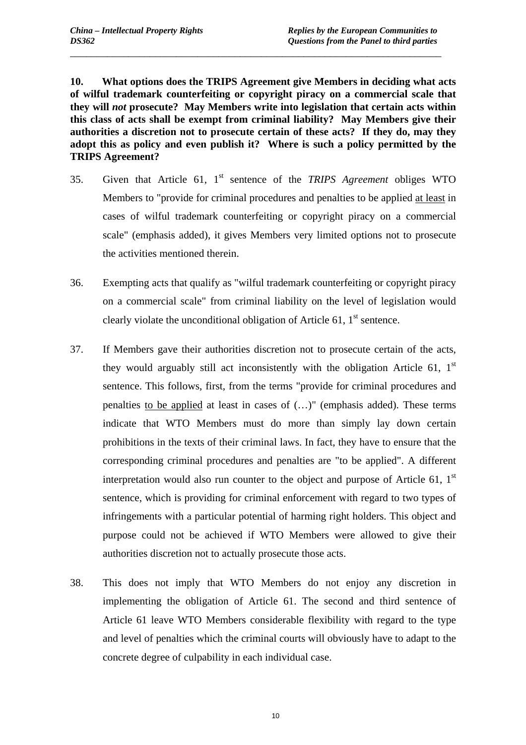**10. What options does the TRIPS Agreement give Members in deciding what acts of wilful trademark counterfeiting or copyright piracy on a commercial scale that they will *not* prosecute? May Members write into legislation that certain acts within this class of acts shall be exempt from criminal liability? May Members give their authorities a discretion not to prosecute certain of these acts? If they do, may they adopt this as policy and even publish it? Where is such a policy permitted by the TRIPS Agreement?**

35. Given that Article 61, 1st sentence of the *TRIPS Agreement* obliges WTO Members to "provide for criminal procedures and penalties to be applied <u>at least</u> in cases of wilful trademark counterfeiting or copyright piracy on a commercial scale" (emphasis added), it gives Members very limited options not to prosecute the activities mentioned therein.

36. Exempting acts that qualify as "wilful trademark counterfeiting or copyright piracy on a commercial scale" from criminal liability on the level of legislation would clearly violate the unconditional obligation of Article 61, 1st sentence.

37. If Members gave their authorities discretion not to prosecute certain of the acts, they would arguably still act inconsistently with the obligation Article 61, 1st sentence. This follows, first, from the terms "provide for criminal procedures and penalties <u>to be applied</u> at least in cases of (…)" (emphasis added). These terms indicate that WTO Members must do more than simply lay down certain prohibitions in the texts of their criminal laws. In fact, they have to ensure that the corresponding criminal procedures and penalties are "to be applied". A different interpretation would also run counter to the object and purpose of Article 61, 1st sentence, which is providing for criminal enforcement with regard to two types of infringements with a particular potential of harming right holders. This object and purpose could not be achieved if WTO Members were allowed to give their authorities discretion not to actually prosecute those acts.

38. This does not imply that WTO Members do not enjoy any discretion in implementing the obligation of Article 61. The second and third sentence of Article 61 leave WTO Members considerable flexibility with regard to the type and level of penalties which the criminal courts will obviously have to adapt to the concrete degree of culpability in each individual case.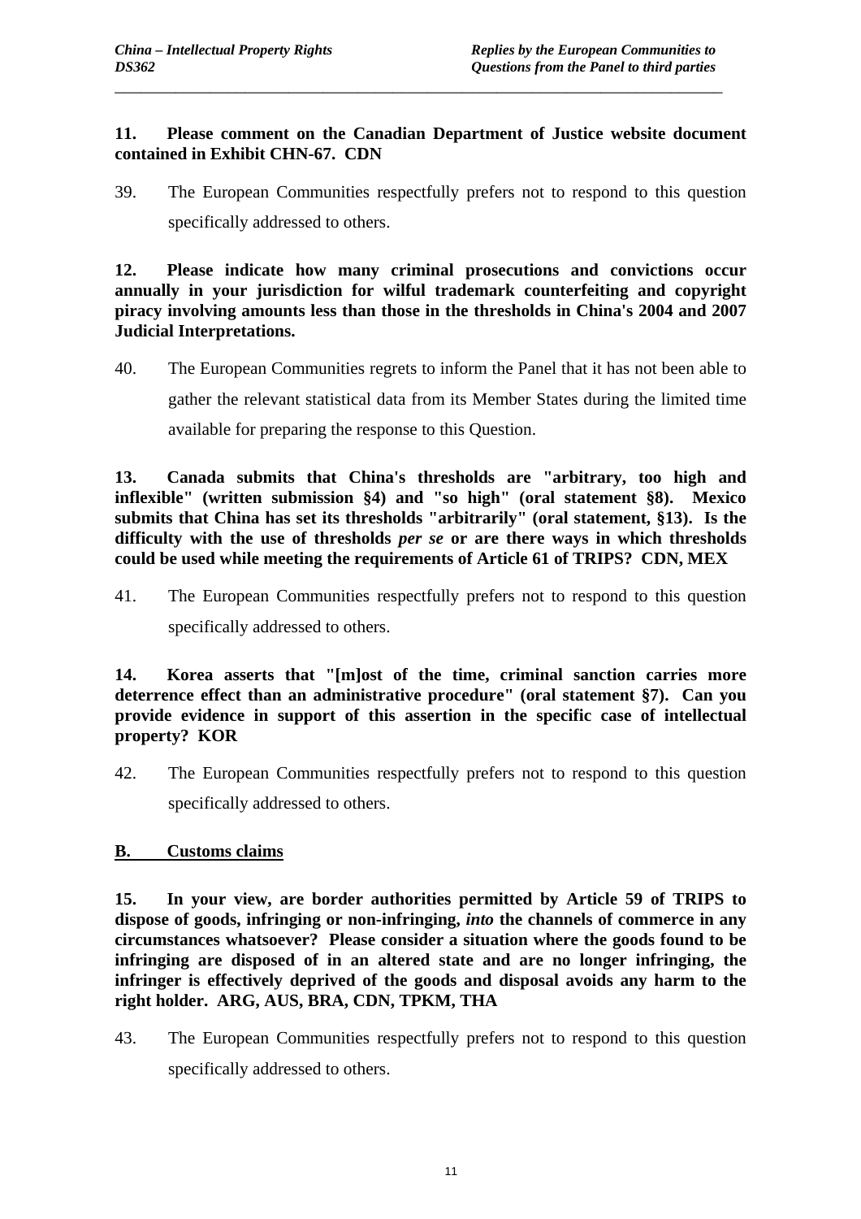**11. Please comment on the Canadian Department of Justice website document contained in Exhibit CHN-67. CDN**

39. The European Communities respectfully prefers not to respond to this question specifically addressed to others.

**12. Please indicate how many criminal prosecutions and convictions occur annually in your jurisdiction for wilful trademark counterfeiting and copyright piracy involving amounts less than those in the thresholds in China's 2004 and 2007 Judicial Interpretations.**

40. The European Communities regrets to inform the Panel that it has not been able to gather the relevant statistical data from its Member States during the limited time available for preparing the response to this Question.

**13. Canada submits that China's thresholds are "arbitrary, too high and inflexible" (written submission §4) and "so high" (oral statement §8). Mexico submits that China has set its thresholds "arbitrarily" (oral statement, §13). Is the difficulty with the use of thresholds *per se* or are there ways in which thresholds could be used while meeting the requirements of Article 61 of TRIPS? CDN, MEX**

41. The European Communities respectfully prefers not to respond to this question specifically addressed to others.

**14. Korea asserts that "[m]ost of the time, criminal sanction carries more deterrence effect than an administrative procedure" (oral statement §7). Can you provide evidence in support of this assertion in the specific case of intellectual property? KOR**

42. The European Communities respectfully prefers not to respond to this question specifically addressed to others.

## B. Customs claims

**15. In your view, are border authorities permitted by Article 59 of TRIPS to dispose of goods, infringing or non-infringing, *into* the channels of commerce in any circumstances whatsoever? Please consider a situation where the goods found to be infringing are disposed of in an altered state and are no longer infringing, the infringer is effectively deprived of the goods and disposal avoids any harm to the right holder. ARG, AUS, BRA, CDN, TPKM, THA**

43. The European Communities respectfully prefers not to respond to this question specifically addressed to others.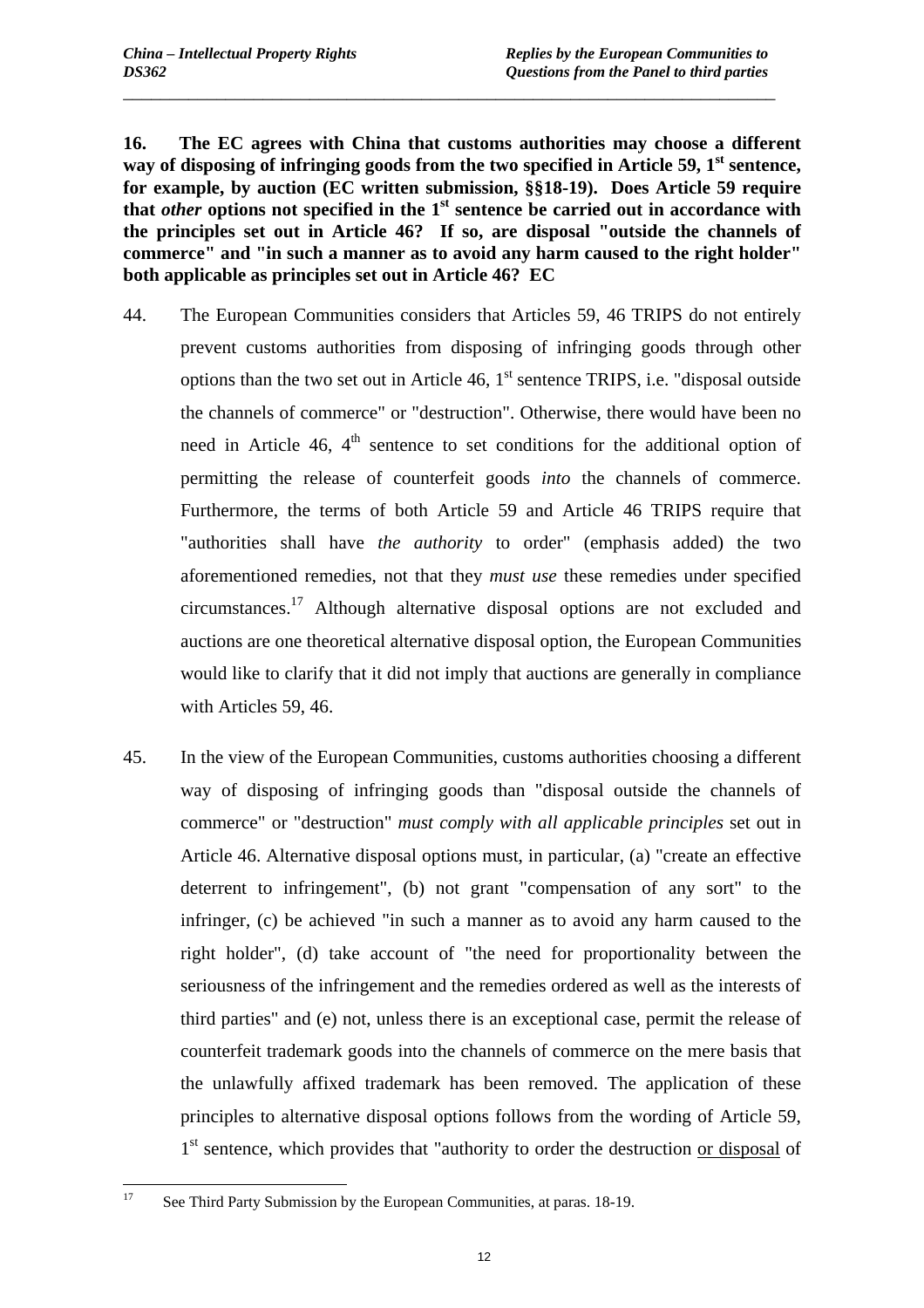**16. The EC agrees with China that customs authorities may choose a different way of disposing of infringing goods from the two specified in Article 59, 1st sentence, for example, by auction (EC written submission, §§18-19). Does Article 59 require that *other* options not specified in the 1st sentence be carried out in accordance with the principles set out in Article 46? If so, are disposal "outside the channels of commerce" and "in such a manner as to avoid any harm caused to the right holder" both applicable as principles set out in Article 46? EC**

44. The European Communities considers that Articles 59, 46 TRIPS do not entirely prevent customs authorities from disposing of infringing goods through other options than the two set out in Article 46, 1st sentence TRIPS, i.e. "disposal outside the channels of commerce" or "destruction". Otherwise, there would have been no need in Article 46, 4th sentence to set conditions for the additional option of permitting the release of counterfeit goods *into* the channels of commerce. Furthermore, the terms of both Article 59 and Article 46 TRIPS require that "authorities shall have *the authority* to order" (emphasis added) the two aforementioned remedies, not that they *must use* these remedies under specified circumstances.[17] Although alternative disposal options are not excluded and auctions are one theoretical alternative disposal option, the European Communities would like to clarify that it did not imply that auctions are generally in compliance with Articles 59, 46.

45. In the view of the European Communities, customs authorities choosing a different way of disposing of infringing goods than "disposal outside the channels of commerce" or "destruction" *must comply with all applicable principles* set out in Article 46. Alternative disposal options must, in particular, (a) "create an effective deterrent to infringement", (b) not grant "compensation of any sort" to the infringer, (c) be achieved "in such a manner as to avoid any harm caused to the right holder", (d) take account of "the need for proportionality between the seriousness of the infringement and the remedies ordered as well as the interests of third parties" and (e) not, unless there is an exceptional case, permit the release of counterfeit trademark goods into the channels of commerce on the mere basis that the unlawfully affixed trademark has been removed. The application of these principles to alternative disposal options follows from the wording of Article 59, 1st sentence, which provides that "authority to order the destruction <u>or disposal</u> of

[17] See Third Party Submission by the European Communities, at paras. 18-19.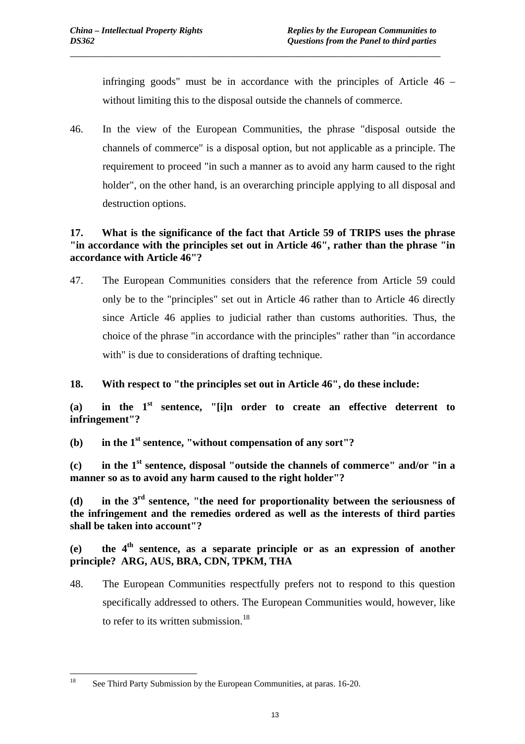infringing goods" must be in accordance with the principles of Article 46 – without limiting this to the disposal outside the channels of commerce.

46. In the view of the European Communities, the phrase "disposal outside the channels of commerce" is a disposal option, but not applicable as a principle. The requirement to proceed "in such a manner as to avoid any harm caused to the right holder", on the other hand, is an overarching principle applying to all disposal and destruction options.

**17. What is the significance of the fact that Article 59 of TRIPS uses the phrase "in accordance with the principles set out in Article 46", rather than the phrase "in accordance with Article 46"?**

47. The European Communities considers that the reference from Article 59 could only be to the "principles" set out in Article 46 rather than to Article 46 directly since Article 46 applies to judicial rather than customs authorities. Thus, the choice of the phrase "in accordance with the principles" rather than "in accordance with" is due to considerations of drafting technique.

**18. With respect to "the principles set out in Article 46", do these include:**

**(a) in the 1st sentence, "[i]n order to create an effective deterrent to infringement"?**

**(b) in the 1st sentence, "without compensation of any sort"?**

**(c) in the 1st sentence, disposal "outside the channels of commerce" and/or "in a manner so as to avoid any harm caused to the right holder"?**

**(d) in the 3rd sentence, "the need for proportionality between the seriousness of the infringement and the remedies ordered as well as the interests of third parties shall be taken into account"?**

**(e) the 4th sentence, as a separate principle or as an expression of another principle? ARG, AUS, BRA, CDN, TPKM, THA**

48. The European Communities respectfully prefers not to respond to this question specifically addressed to others. The European Communities would, however, like to refer to its written submission.[18]

[18] See Third Party Submission by the European Communities, at paras. 16-20.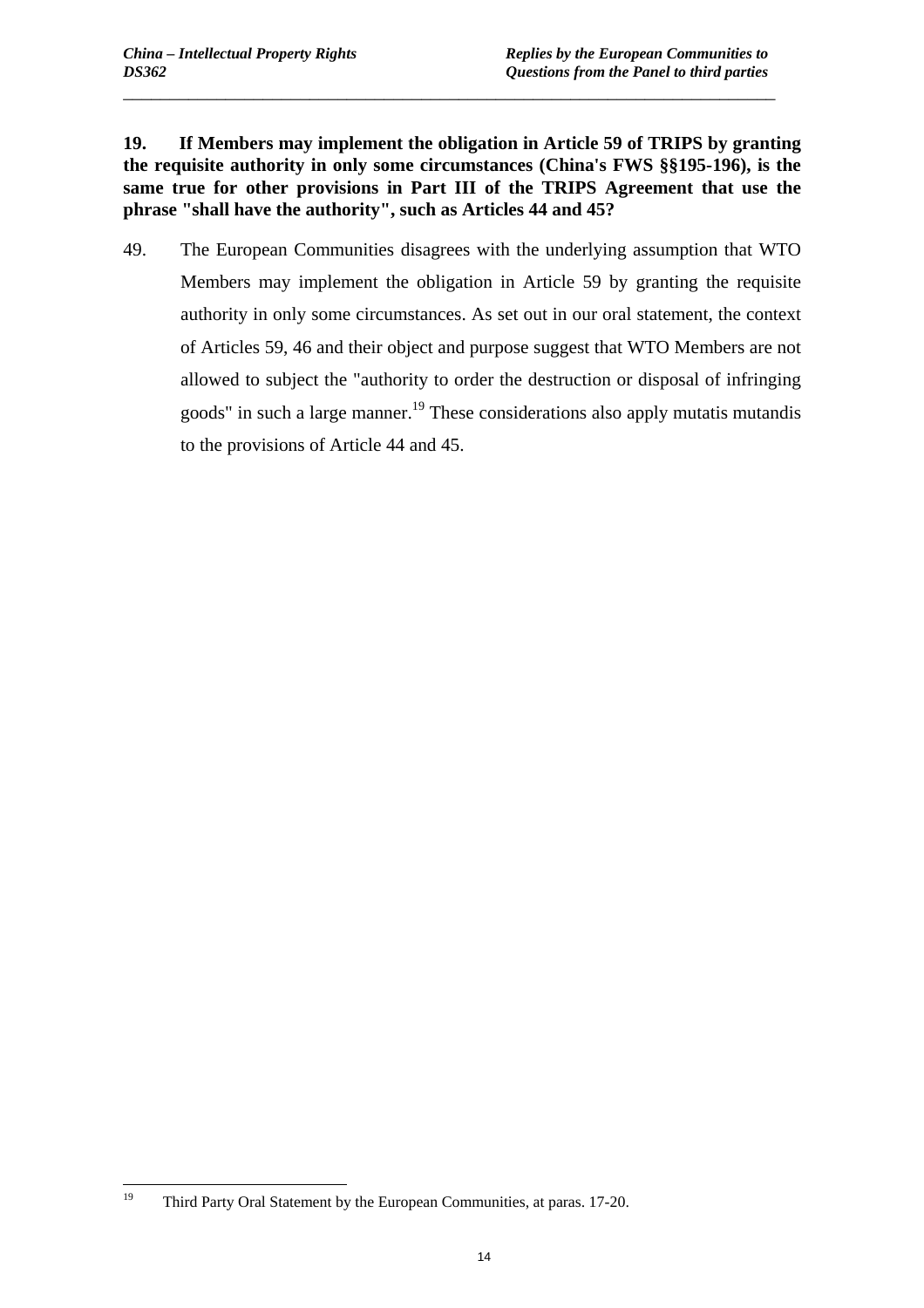**19. If Members may implement the obligation in Article 59 of TRIPS by granting the requisite authority in only some circumstances (China's FWS §§195-196), is the same true for other provisions in Part III of the TRIPS Agreement that use the phrase "shall have the authority", such as Articles 44 and 45?**

49. The European Communities disagrees with the underlying assumption that WTO Members may implement the obligation in Article 59 by granting the requisite authority in only some circumstances. As set out in our oral statement, the context of Articles 59, 46 and their object and purpose suggest that WTO Members are not allowed to subject the "authority to order the destruction or disposal of infringing goods" in such a large manner.[19] These considerations also apply mutatis mutandis to the provisions of Article 44 and 45.

[19] Third Party Oral Statement by the European Communities, at paras. 17-20.